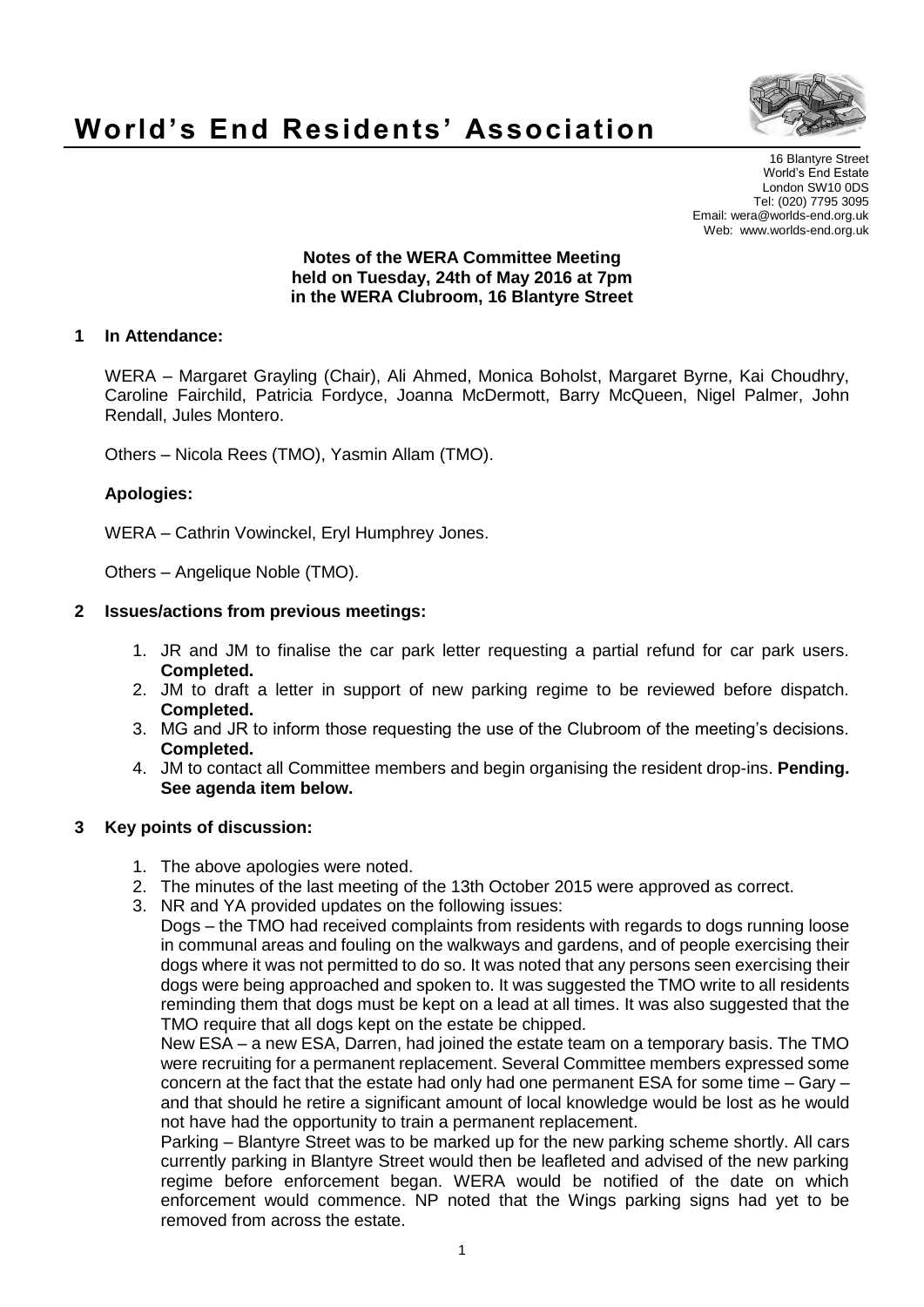# World's End Residents' Association

16 Blantyre Street
World's End Estate
London SW10 0DS
Tel: (020) 7795 3095
Email: wera@worlds-end.org.uk
Web: www.worlds-end.org.uk

**Notes of the WERA Committee Meeting held on Tuesday, 24th of May 2016 at 7pm in the WERA Clubroom, 16 Blantyre Street**

## 1 In Attendance:

WERA – Margaret Grayling (Chair), Ali Ahmed, Monica Boholst, Margaret Byrne, Kai Choudhry, Caroline Fairchild, Patricia Fordyce, Joanna McDermott, Barry McQueen, Nigel Palmer, John Rendall, Jules Montero.

Others – Nicola Rees (TMO), Yasmin Allam (TMO).

### Apologies:

WERA – Cathrin Vowinckel, Eryl Humphrey Jones.

Others – Angelique Noble (TMO).

## 2 Issues/actions from previous meetings:

1. JR and JM to finalise the car park letter requesting a partial refund for car park users. **Completed.**
2. JM to draft a letter in support of new parking regime to be reviewed before dispatch. **Completed.**
3. MG and JR to inform those requesting the use of the Clubroom of the meeting's decisions. **Completed.**
4. JM to contact all Committee members and begin organising the resident drop-ins. **Pending. See agenda item below.**

## 3 Key points of discussion:

1. The above apologies were noted.
2. The minutes of the last meeting of the 13th October 2015 were approved as correct.
3. NR and YA provided updates on the following issues:

   Dogs – the TMO had received complaints from residents with regards to dogs running loose in communal areas and fouling on the walkways and gardens, and of people exercising their dogs where it was not permitted to do so. It was noted that any persons seen exercising their dogs were being approached and spoken to. It was suggested the TMO write to all residents reminding them that dogs must be kept on a lead at all times. It was also suggested that the TMO require that all dogs kept on the estate be chipped.

   New ESA – a new ESA, Darren, had joined the estate team on a temporary basis. The TMO were recruiting for a permanent replacement. Several Committee members expressed some concern at the fact that the estate had only had one permanent ESA for some time – Gary – and that should he retire a significant amount of local knowledge would be lost as he would not have had the opportunity to train a permanent replacement.

   Parking – Blantyre Street was to be marked up for the new parking scheme shortly. All cars currently parking in Blantyre Street would then be leafleted and advised of the new parking regime before enforcement began. WERA would be notified of the date on which enforcement would commence. NP noted that the Wings parking signs had yet to be removed from across the estate.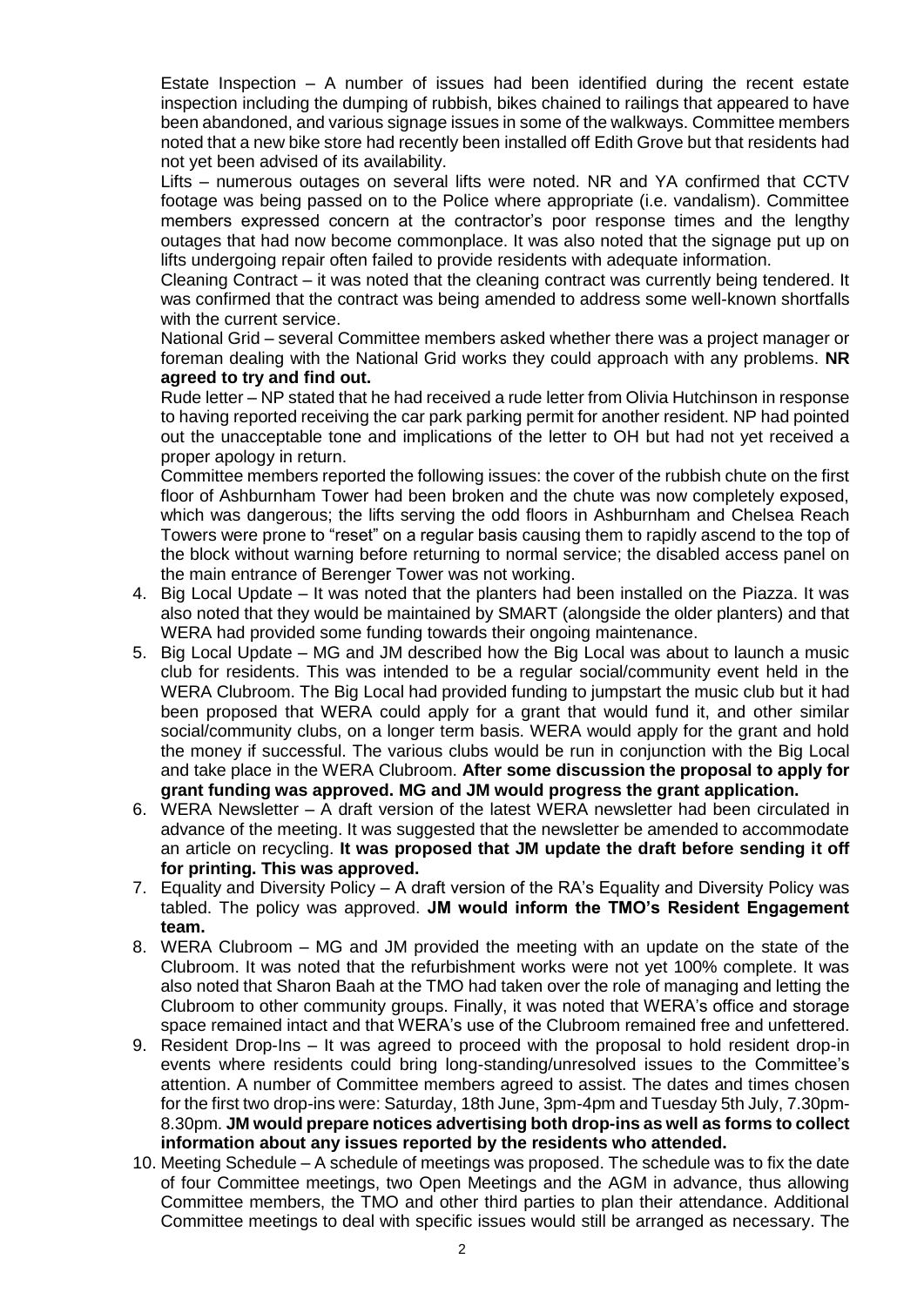Estate Inspection – A number of issues had been identified during the recent estate inspection including the dumping of rubbish, bikes chained to railings that appeared to have been abandoned, and various signage issues in some of the walkways. Committee members noted that a new bike store had recently been installed off Edith Grove but that residents had not yet been advised of its availability.

Lifts – numerous outages on several lifts were noted. NR and YA confirmed that CCTV footage was being passed on to the Police where appropriate (i.e. vandalism). Committee members expressed concern at the contractor's poor response times and the lengthy outages that had now become commonplace. It was also noted that the signage put up on lifts undergoing repair often failed to provide residents with adequate information.

Cleaning Contract – it was noted that the cleaning contract was currently being tendered. It was confirmed that the contract was being amended to address some well-known shortfalls with the current service.

National Grid – several Committee members asked whether there was a project manager or foreman dealing with the National Grid works they could approach with any problems. **NR agreed to try and find out.**

Rude letter – NP stated that he had received a rude letter from Olivia Hutchinson in response to having reported receiving the car park parking permit for another resident. NP had pointed out the unacceptable tone and implications of the letter to OH but had not yet received a proper apology in return.

Committee members reported the following issues: the cover of the rubbish chute on the first floor of Ashburnham Tower had been broken and the chute was now completely exposed, which was dangerous; the lifts serving the odd floors in Ashburnham and Chelsea Reach Towers were prone to "reset" on a regular basis causing them to rapidly ascend to the top of the block without warning before returning to normal service; the disabled access panel on the main entrance of Berenger Tower was not working.

4. Big Local Update – It was noted that the planters had been installed on the Piazza. It was also noted that they would be maintained by SMART (alongside the older planters) and that WERA had provided some funding towards their ongoing maintenance.
5. Big Local Update – MG and JM described how the Big Local was about to launch a music club for residents. This was intended to be a regular social/community event held in the WERA Clubroom. The Big Local had provided funding to jumpstart the music club but it had been proposed that WERA could apply for a grant that would fund it, and other similar social/community clubs, on a longer term basis. WERA would apply for the grant and hold the money if successful. The various clubs would be run in conjunction with the Big Local and take place in the WERA Clubroom. **After some discussion the proposal to apply for grant funding was approved. MG and JM would progress the grant application.**
6. WERA Newsletter – A draft version of the latest WERA newsletter had been circulated in advance of the meeting. It was suggested that the newsletter be amended to accommodate an article on recycling. **It was proposed that JM update the draft before sending it off for printing. This was approved.**
7. Equality and Diversity Policy – A draft version of the RA's Equality and Diversity Policy was tabled. The policy was approved. **JM would inform the TMO's Resident Engagement team.**
8. WERA Clubroom – MG and JM provided the meeting with an update on the state of the Clubroom. It was noted that the refurbishment works were not yet 100% complete. It was also noted that Sharon Baah at the TMO had taken over the role of managing and letting the Clubroom to other community groups. Finally, it was noted that WERA's office and storage space remained intact and that WERA's use of the Clubroom remained free and unfettered.
9. Resident Drop-Ins – It was agreed to proceed with the proposal to hold resident drop-in events where residents could bring long-standing/unresolved issues to the Committee's attention. A number of Committee members agreed to assist. The dates and times chosen for the first two drop-ins were: Saturday, 18th June, 3pm-4pm and Tuesday 5th July, 7.30pm-8.30pm. **JM would prepare notices advertising both drop-ins as well as forms to collect information about any issues reported by the residents who attended.**
10. Meeting Schedule – A schedule of meetings was proposed. The schedule was to fix the date of four Committee meetings, two Open Meetings and the AGM in advance, thus allowing Committee members, the TMO and other third parties to plan their attendance. Additional Committee meetings to deal with specific issues would still be arranged as necessary. The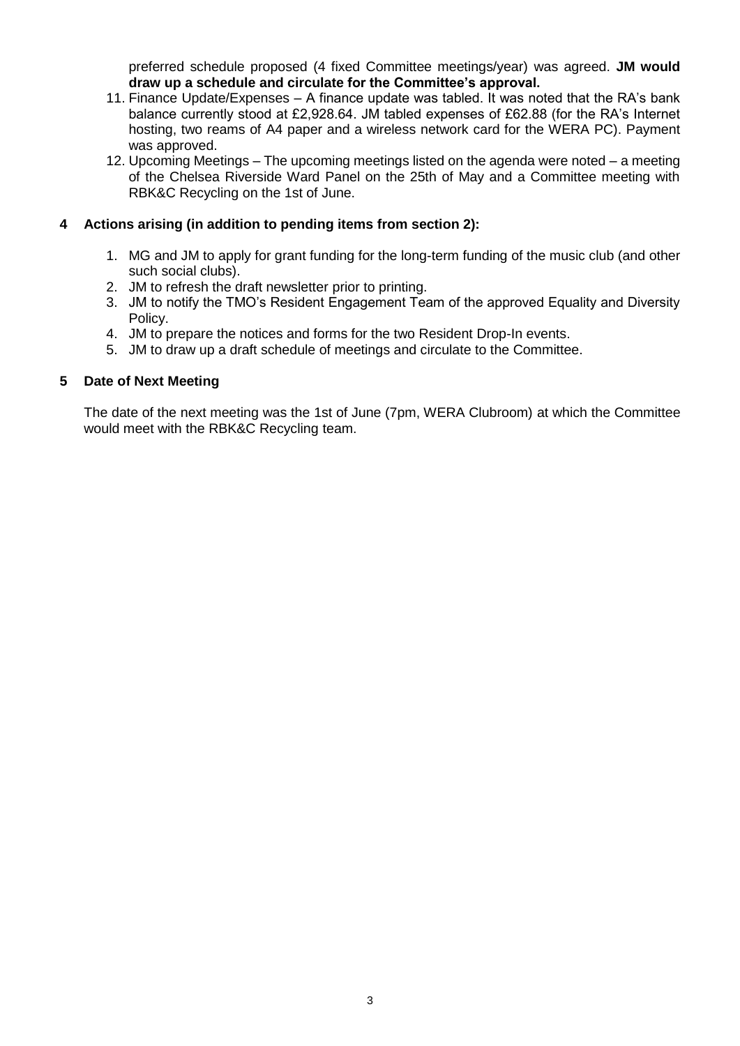preferred schedule proposed (4 fixed Committee meetings/year) was agreed. **JM would draw up a schedule and circulate for the Committee's approval.**

11. Finance Update/Expenses – A finance update was tabled. It was noted that the RA's bank balance currently stood at £2,928.64. JM tabled expenses of £62.88 (for the RA's Internet hosting, two reams of A4 paper and a wireless network card for the WERA PC). Payment was approved.
12. Upcoming Meetings – The upcoming meetings listed on the agenda were noted – a meeting of the Chelsea Riverside Ward Panel on the 25th of May and a Committee meeting with RBK&C Recycling on the 1st of June.

## 4 Actions arising (in addition to pending items from section 2):

1. MG and JM to apply for grant funding for the long-term funding of the music club (and other such social clubs).
2. JM to refresh the draft newsletter prior to printing.
3. JM to notify the TMO's Resident Engagement Team of the approved Equality and Diversity Policy.
4. JM to prepare the notices and forms for the two Resident Drop-In events.
5. JM to draw up a draft schedule of meetings and circulate to the Committee.

## 5 Date of Next Meeting

The date of the next meeting was the 1st of June (7pm, WERA Clubroom) at which the Committee would meet with the RBK&C Recycling team.